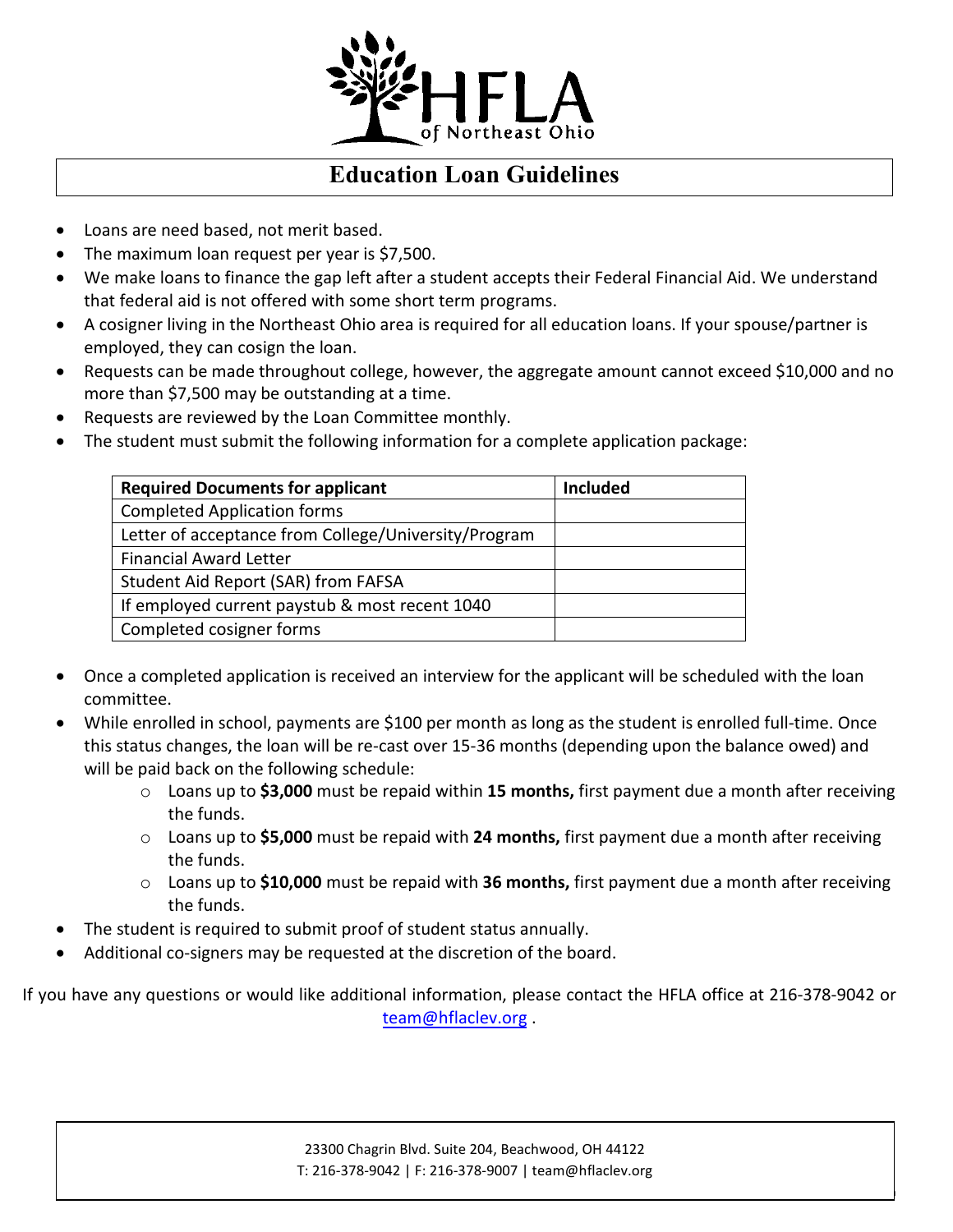HFLA of Northeast Ohio

# Education Loan Guidelines

- Loans are need based, not merit based.
- The maximum loan request per year is $7,500.
- We make loans to finance the gap left after a student accepts their Federal Financial Aid. We understand that federal aid is not offered with some short term programs.
- A cosigner living in the Northeast Ohio area is required for all education loans. If your spouse/partner is employed, they can cosign the loan.
- Requests can be made throughout college, however, the aggregate amount cannot exceed $10,000 and no more than $7,500 may be outstanding at a time.
- Requests are reviewed by the Loan Committee monthly.
- The student must submit the following information for a complete application package:

| Required Documents for applicant | Included |
|---|---|
| Completed Application forms | |
| Letter of acceptance from College/University/Program | |
| Financial Award Letter | |
| Student Aid Report (SAR) from FAFSA | |
| If employed current paystub & most recent 1040 | |
| Completed cosigner forms | |

- Once a completed application is received an interview for the applicant will be scheduled with the loan committee.
- While enrolled in school, payments are $100 per month as long as the student is enrolled full-time. Once this status changes, the loan will be re-cast over 15-36 months (depending upon the balance owed) and will be paid back on the following schedule:
  - Loans up to **$3,000** must be repaid within **15 months,** first payment due a month after receiving the funds.
  - Loans up to **$5,000** must be repaid with **24 months,** first payment due a month after receiving the funds.
  - Loans up to **$10,000** must be repaid with **36 months,** first payment due a month after receiving the funds.
- The student is required to submit proof of student status annually.
- Additional co-signers may be requested at the discretion of the board.

If you have any questions or would like additional information, please contact the HFLA office at 216-378-9042 or team@hflaclev.org .

23300 Chagrin Blvd. Suite 204, Beachwood, OH 44122
T: 216-378-9042 | F: 216-378-9007 | team@hflaclev.org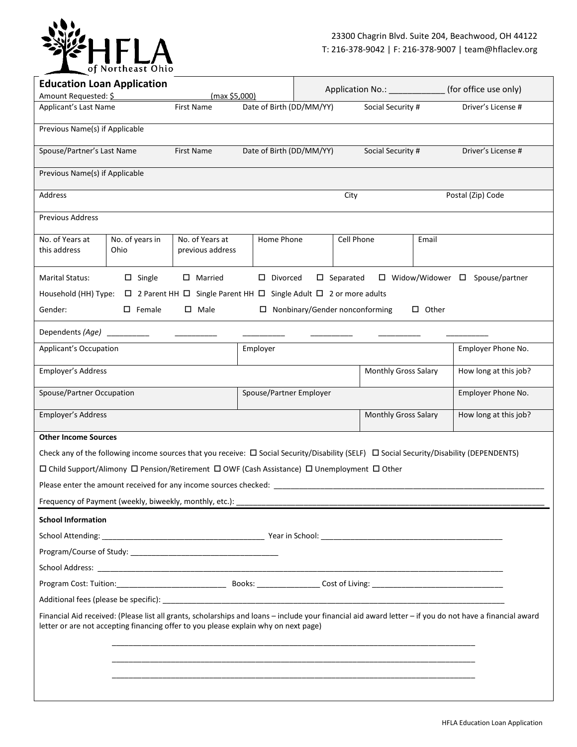HFLA of Northeast Ohio

23300 Chagrin Blvd. Suite 204, Beachwood, OH 44122
T: 216-378-9042 | F: 216-378-9007 | team@hflaclev.org

| **Education Loan Application** Amount Requested: $ ________ (max $5,000) | | | Application No.: ____________ (for office use only) | |
|---|---|---|---|---|
| Applicant's Last Name | First Name | Date of Birth (DD/MM/YY) | Social Security # | Driver's License # |
| Previous Name(s) if Applicable | | | | |
| Spouse/Partner's Last Name | First Name | Date of Birth (DD/MM/YY) | Social Security # | Driver's License # |
| Previous Name(s) if Applicable | | | | |
| Address | | | City | Postal (Zip) Code |
| Previous Address | | | | |

| No. of Years at this address | No. of years in Ohio | No. of Years at previous address | Home Phone | Cell Phone | Email |
|---|---|---|---|---|---|
| | | | | | |

Marital Status: ☐ Single ☐ Married ☐ Divorced ☐ Separated ☐ Widow/Widower ☐ Spouse/partner

Household (HH) Type: ☐ 2 Parent HH ☐ Single Parent HH ☐ Single Adult ☐ 2 or more adults

Gender: ☐ Female ☐ Male ☐ Nonbinary/Gender nonconforming ☐ Other

Dependents *(Age)* __________ __________ __________ __________ __________ __________

| Applicant's Occupation | Employer | | Employer Phone No. |
|---|---|---|---|
| Employer's Address | | Monthly Gross Salary | How long at this job? |
| Spouse/Partner Occupation | Spouse/Partner Employer | | Employer Phone No. |
| Employer's Address | | Monthly Gross Salary | How long at this job? |

**Other Income Sources**

Check any of the following income sources that you receive: ☐ Social Security/Disability (SELF) ☐ Social Security/Disability (DEPENDENTS)

☐ Child Support/Alimony ☐ Pension/Retirement ☐ OWF (Cash Assistance) ☐ Unemployment ☐ Other

Please enter the amount received for any income sources checked: ________________________________

Frequency of Payment (weekly, biweekly, monthly, etc.): ________________________________

**School Information**

School Attending: ______________________ Year in School: ______________________

Program/Course of Study: ______________________

School Address: ________________________________

Program Cost: Tuition: ______________ Books: ______________ Cost of Living: ______________

Additional fees (please be specific): ________________________________

Financial Aid received: (Please list all grants, scholarships and loans – include your financial aid award letter – if you do not have a financial award letter or are not accepting financing offer to you please explain why on next page)

________________________________________________________________

________________________________________________________________

________________________________________________________________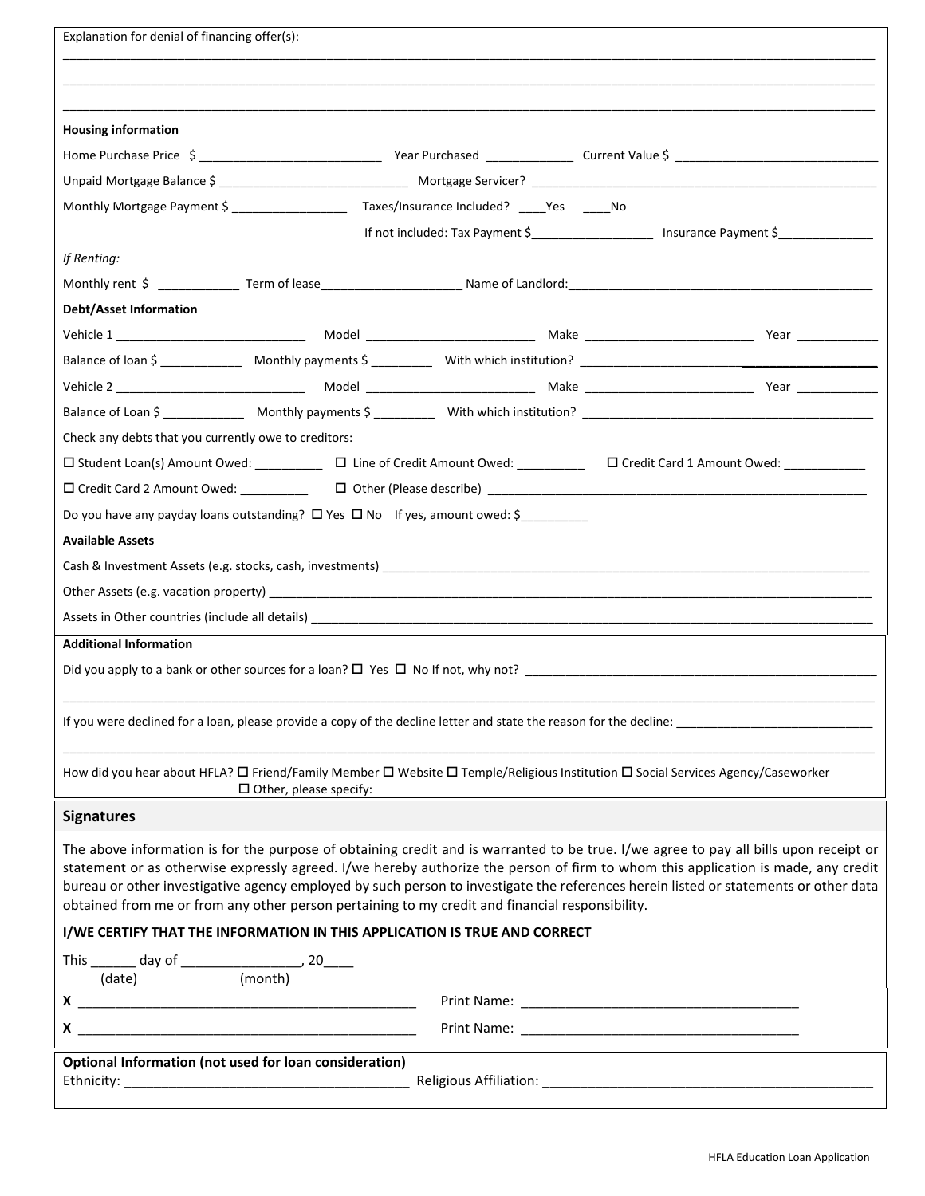Explanation for denial of financing offer(s): ____________________________________________________________

____________________________________________________________

____________________________________________________________

**Housing information**

Home Purchase Price $ ____________________ Year Purchased __________ Current Value $ ____________________

Unpaid Mortgage Balance $ ____________________ Mortgage Servicer? ____________________

Monthly Mortgage Payment $ ______________ Taxes/Insurance Included? ____Yes ____No

If not included: Tax Payment $______________ Insurance Payment $____________

*If Renting:*

Monthly rent $ __________ Term of lease________________ Name of Landlord:____________________

**Debt/Asset Information**

Vehicle 1 ____________________ Model ____________________ Make ____________________ Year __________

Balance of loan $ __________ Monthly payments $ ________ With which institution? ____________________

Vehicle 2 ____________________ Model ____________________ Make ____________________ Year __________

Balance of Loan $ __________ Monthly payments $ ________ With which institution? ____________________

Check any debts that you currently owe to creditors:

☐ Student Loan(s) Amount Owed: ________ ☐ Line of Credit Amount Owed: ________ ☐ Credit Card 1 Amount Owed: __________

☐ Credit Card 2 Amount Owed: ________ ☐ Other (Please describe) ____________________

Do you have any payday loans outstanding? ☐ Yes ☐ No If yes, amount owed: $________

**Available Assets**

Cash & Investment Assets (e.g. stocks, cash, investments) ____________________

Other Assets (e.g. vacation property) ____________________

Assets in Other countries (include all details) ____________________

**Additional Information**

Did you apply to a bank or other sources for a loan? ☐ Yes ☐ No If not, why not? ____________________

____________________________________________________________

If you were declined for a loan, please provide a copy of the decline letter and state the reason for the decline: ____________________

____________________________________________________________

How did you hear about HFLA? ☐ Friend/Family Member ☐ Website ☐ Temple/Religious Institution ☐ Social Services Agency/Caseworker ☐ Other, please specify:

## Signatures

The above information is for the purpose of obtaining credit and is warranted to be true. I/we agree to pay all bills upon receipt or statement or as otherwise expressly agreed. I/we hereby authorize the person of firm to whom this application is made, any credit bureau or other investigative agency employed by such person to investigate the references herein listed or statements or other data obtained from me or from any other person pertaining to my credit and financial responsibility.

**I/WE CERTIFY THAT THE INFORMATION IN THIS APPLICATION IS TRUE AND CORRECT**

This ______ day of ______________, 20____
(date) (month)

**X** ____________________________________ Print Name: ______________________________

**X** ____________________________________ Print Name: ______________________________

**Optional Information (not used for loan consideration)**

Ethnicity: ______________________________ Religious Affiliation: ______________________________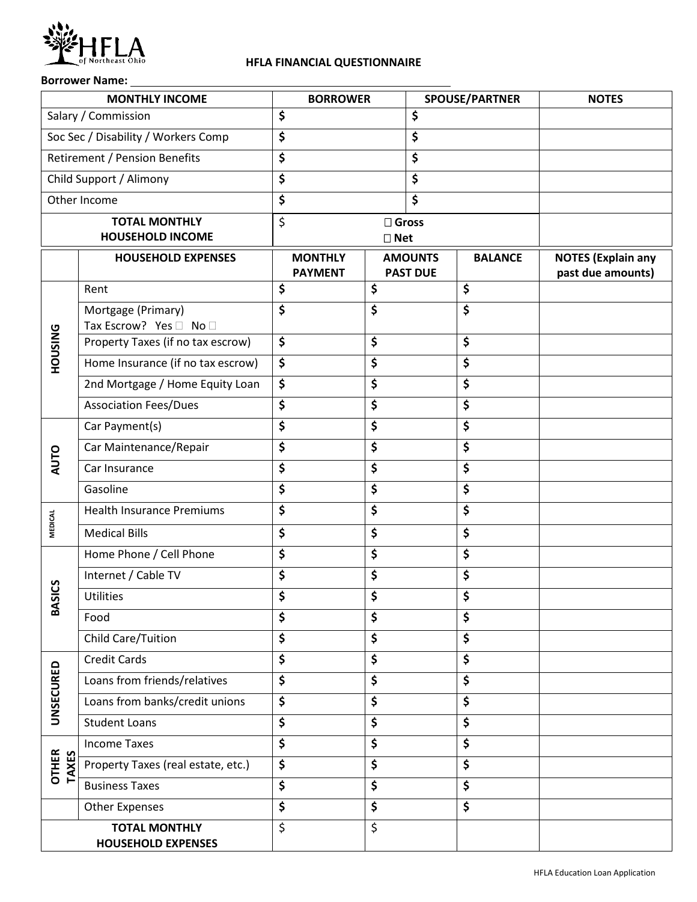HFLA of Northeast Ohio

## HFLA FINANCIAL QUESTIONNAIRE

**Borrower Name:** ____________________________________________

| MONTHLY INCOME | BORROWER | SPOUSE/PARTNER | NOTES |
|---|---|---|---|
| Salary / Commission | $ | $ | |
| Soc Sec / Disability / Workers Comp | $ | $ | |
| Retirement / Pension Benefits | $ | $ | |
| Child Support / Alimony | $ | $ | |
| Other Income | $ | $ | |
| **TOTAL MONTHLY HOUSEHOLD INCOME** | $ ☐ **Gross** ☐ **Net** | | |

| | HOUSEHOLD EXPENSES | MONTHLY PAYMENT | AMOUNTS PAST DUE | BALANCE | NOTES (Explain any past due amounts) |
|---|---|---|---|---|---|
| **HOUSING** | Rent | $ | $ | $ | |
| | Mortgage (Primary) Tax Escrow? Yes ☐ No ☐ | $ | $ | $ | |
| | Property Taxes (if no tax escrow) | $ | $ | $ | |
| | Home Insurance (if no tax escrow) | $ | $ | $ | |
| | 2nd Mortgage / Home Equity Loan | $ | $ | $ | |
| | Association Fees/Dues | $ | $ | $ | |
| **AUTO** | Car Payment(s) | $ | $ | $ | |
| | Car Maintenance/Repair | $ | $ | $ | |
| | Car Insurance | $ | $ | $ | |
| | Gasoline | $ | $ | $ | |
| **MEDICAL** | Health Insurance Premiums | $ | $ | $ | |
| | Medical Bills | $ | $ | $ | |
| **BASICS** | Home Phone / Cell Phone | $ | $ | $ | |
| | Internet / Cable TV | $ | $ | $ | |
| | Utilities | $ | $ | $ | |
| | Food | $ | $ | $ | |
| | Child Care/Tuition | $ | $ | $ | |
| **UNSECURED** | Credit Cards | $ | $ | $ | |
| | Loans from friends/relatives | $ | $ | $ | |
| | Loans from banks/credit unions | $ | $ | $ | |
| | Student Loans | $ | $ | $ | |
| **OTHER TAXES** | Income Taxes | $ | $ | $ | |
| | Property Taxes (real estate, etc.) | $ | $ | $ | |
| | Business Taxes | $ | $ | $ | |
| | Other Expenses | $ | $ | $ | |
| **TOTAL MONTHLY HOUSEHOLD EXPENSES** | | $ | $ | | |

HFLA Education Loan Application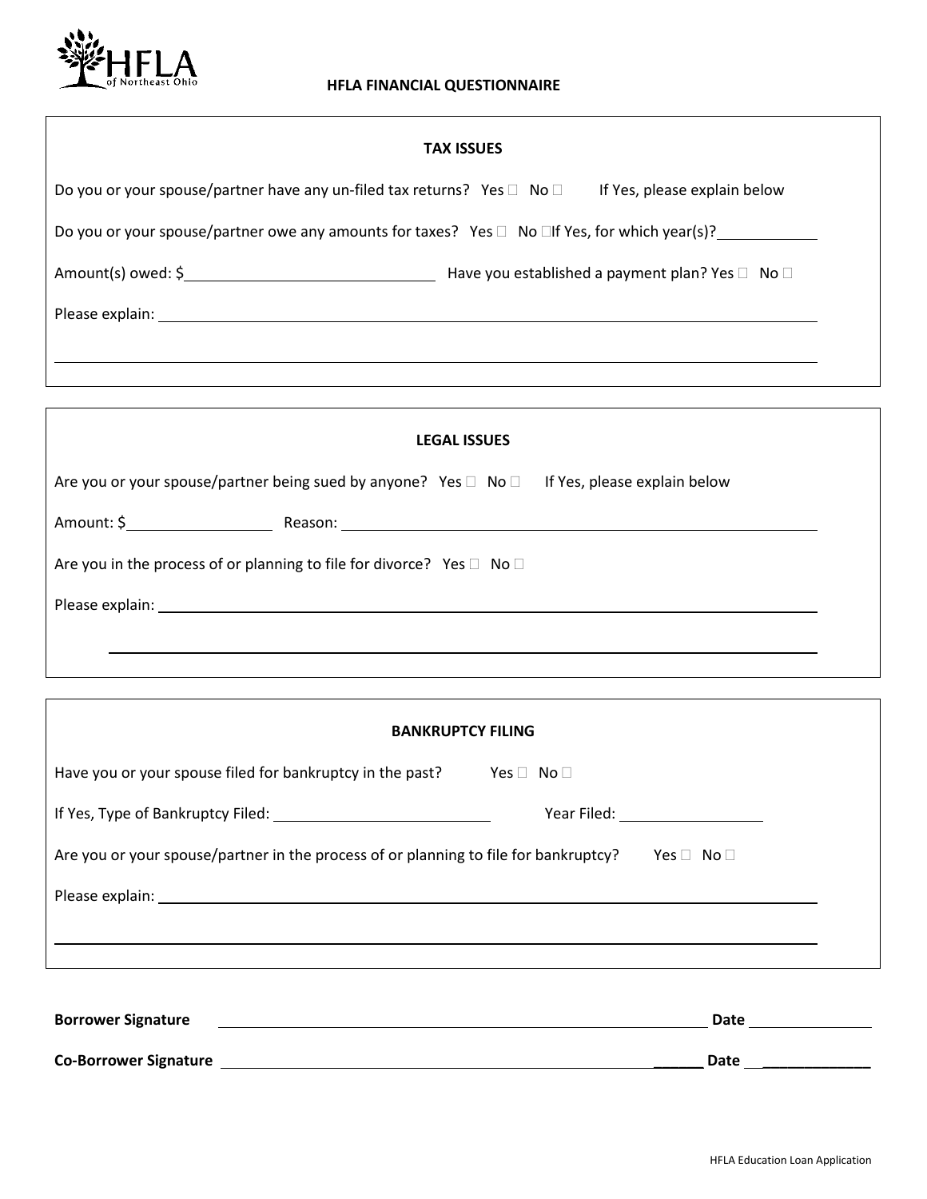HFLA of Northeast Ohio

**HFLA FINANCIAL QUESTIONNAIRE**

### TAX ISSUES

Do you or your spouse/partner have any un-filed tax returns? Yes ☐ No ☐ If Yes, please explain below

Do you or your spouse/partner owe any amounts for taxes? Yes ☐ No ☐ If Yes, for which year(s)?____________

Amount(s) owed: $______________________________ Have you established a payment plan? Yes ☐ No ☐

Please explain: ______________________________________________________________________________

______________________________________________________________________________________________

### LEGAL ISSUES

Are you or your spouse/partner being sued by anyone? Yes ☐ No ☐ If Yes, please explain below

Amount: $__________________ Reason: _________________________________________________________

Are you in the process of or planning to file for divorce? Yes ☐ No ☐

Please explain: ______________________________________________________________________________

______________________________________________________________________________________________

### BANKRUPTCY FILING

Have you or your spouse filed for bankruptcy in the past? Yes ☐ No ☐

If Yes, Type of Bankruptcy Filed: __________________________ Year Filed: __________________

Are you or your spouse/partner in the process of or planning to file for bankruptcy? Yes ☐ No ☐

Please explain: ______________________________________________________________________________

______________________________________________________________________________________________

**Borrower Signature** ____________________________________________________________ **Date** _______________

**Co-Borrower Signature** __________________________________________________________ **Date** _______________